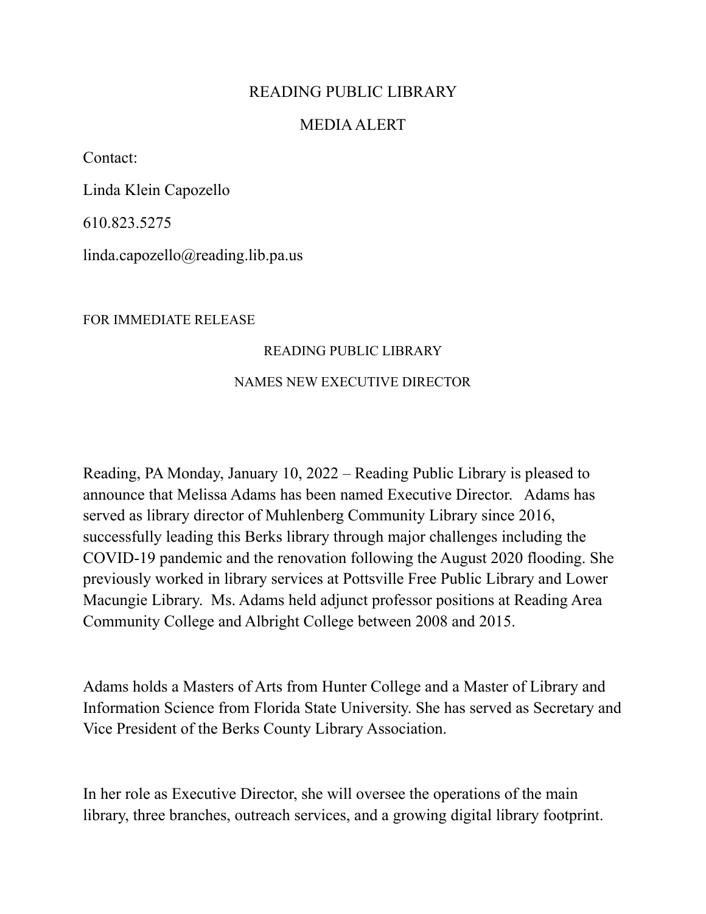# READING PUBLIC LIBRARY

## MEDIA ALERT

Contact:

Linda Klein Capozello

610.823.5275

linda.capozello@reading.lib.pa.us

FOR IMMEDIATE RELEASE

### READING PUBLIC LIBRARY

### NAMES NEW EXECUTIVE DIRECTOR

Reading, PA Monday, January 10, 2022 – Reading Public Library is pleased to announce that Melissa Adams has been named Executive Director. Adams has served as library director of Muhlenberg Community Library since 2016, successfully leading this Berks library through major challenges including the COVID-19 pandemic and the renovation following the August 2020 flooding. She previously worked in library services at Pottsville Free Public Library and Lower Macungie Library. Ms. Adams held adjunct professor positions at Reading Area Community College and Albright College between 2008 and 2015.

Adams holds a Masters of Arts from Hunter College and a Master of Library and Information Science from Florida State University. She has served as Secretary and Vice President of the Berks County Library Association.

In her role as Executive Director, she will oversee the operations of the main library, three branches, outreach services, and a growing digital library footprint.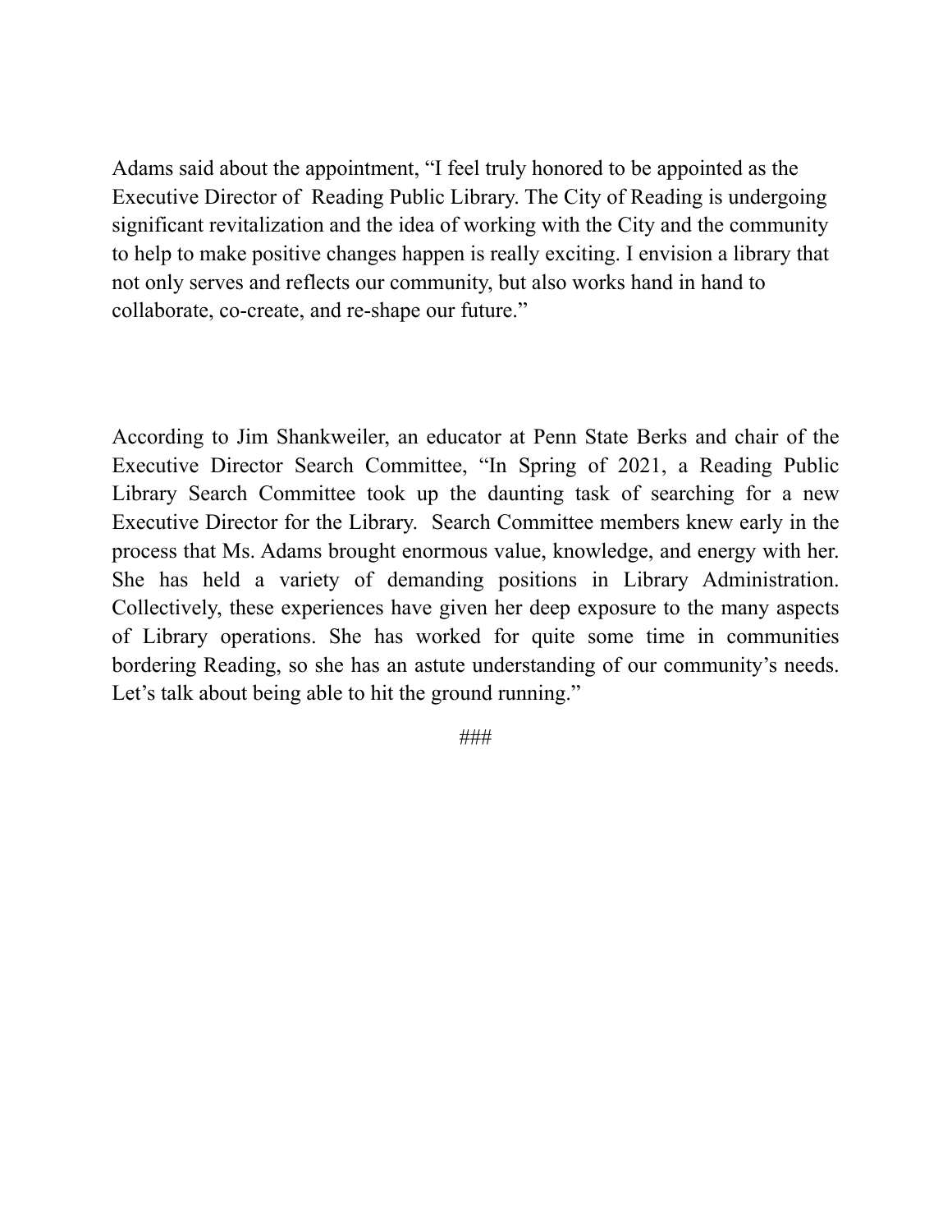Adams said about the appointment, "I feel truly honored to be appointed as the Executive Director of Reading Public Library. The City of Reading is undergoing significant revitalization and the idea of working with the City and the community to help to make positive changes happen is really exciting. I envision a library that not only serves and reflects our community, but also works hand in hand to collaborate, co-create, and re-shape our future."

According to Jim Shankweiler, an educator at Penn State Berks and chair of the Executive Director Search Committee, "In Spring of 2021, a Reading Public Library Search Committee took up the daunting task of searching for a new Executive Director for the Library. Search Committee members knew early in the process that Ms. Adams brought enormous value, knowledge, and energy with her. She has held a variety of demanding positions in Library Administration. Collectively, these experiences have given her deep exposure to the many aspects of Library operations. She has worked for quite some time in communities bordering Reading, so she has an astute understanding of our community's needs. Let's talk about being able to hit the ground running."

###